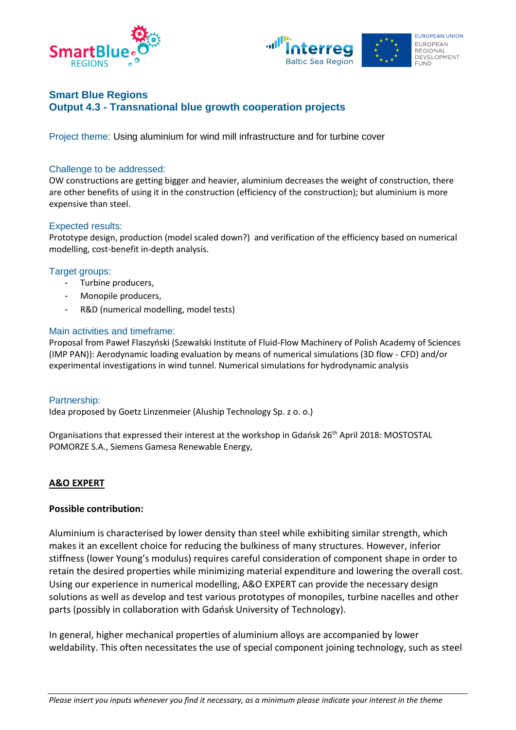# Smart Blue Regions
## Output 4.3 - Transnational blue growth cooperation projects

Project theme: Using aluminium for wind mill infrastructure and for turbine cover

### Challenge to be addressed:

OW constructions are getting bigger and heavier, aluminium decreases the weight of construction, there are other benefits of using it in the construction (efficiency of the construction); but aluminium is more expensive than steel.

### Expected results:

Prototype design, production (model scaled down?) and verification of the efficiency based on numerical modelling, cost-benefit in-depth analysis.

### Target groups:

- Turbine producers,
- Monopile producers,
- R&D (numerical modelling, model tests)

### Main activities and timeframe:

Proposal from Paweł Flaszyński (Szewalski Institute of Fluid-Flow Machinery of Polish Academy of Sciences (IMP PAN)): Aerodynamic loading evaluation by means of numerical simulations (3D flow - CFD) and/or experimental investigations in wind tunnel. Numerical simulations for hydrodynamic analysis

### Partnership:

Idea proposed by Goetz Linzenmeier (Aluship Technology Sp. z o. o.)

Organisations that expressed their interest at the workshop in Gdańsk 26th April 2018: MOSTOSTAL POMORZE S.A., Siemens Gamesa Renewable Energy,

**A&O EXPERT**

**Possible contribution:**

Aluminium is characterised by lower density than steel while exhibiting similar strength, which makes it an excellent choice for reducing the bulkiness of many structures. However, inferior stiffness (lower Young's modulus) requires careful consideration of component shape in order to retain the desired properties while minimizing material expenditure and lowering the overall cost. Using our experience in numerical modelling, A&O EXPERT can provide the necessary design solutions as well as develop and test various prototypes of monopiles, turbine nacelles and other parts (possibly in collaboration with Gdańsk University of Technology).

In general, higher mechanical properties of aluminium alloys are accompanied by lower weldability. This often necessitates the use of special component joining technology, such as steel

*Please insert you inputs whenever you find it necessary, as a minimum please indicate your interest in the theme*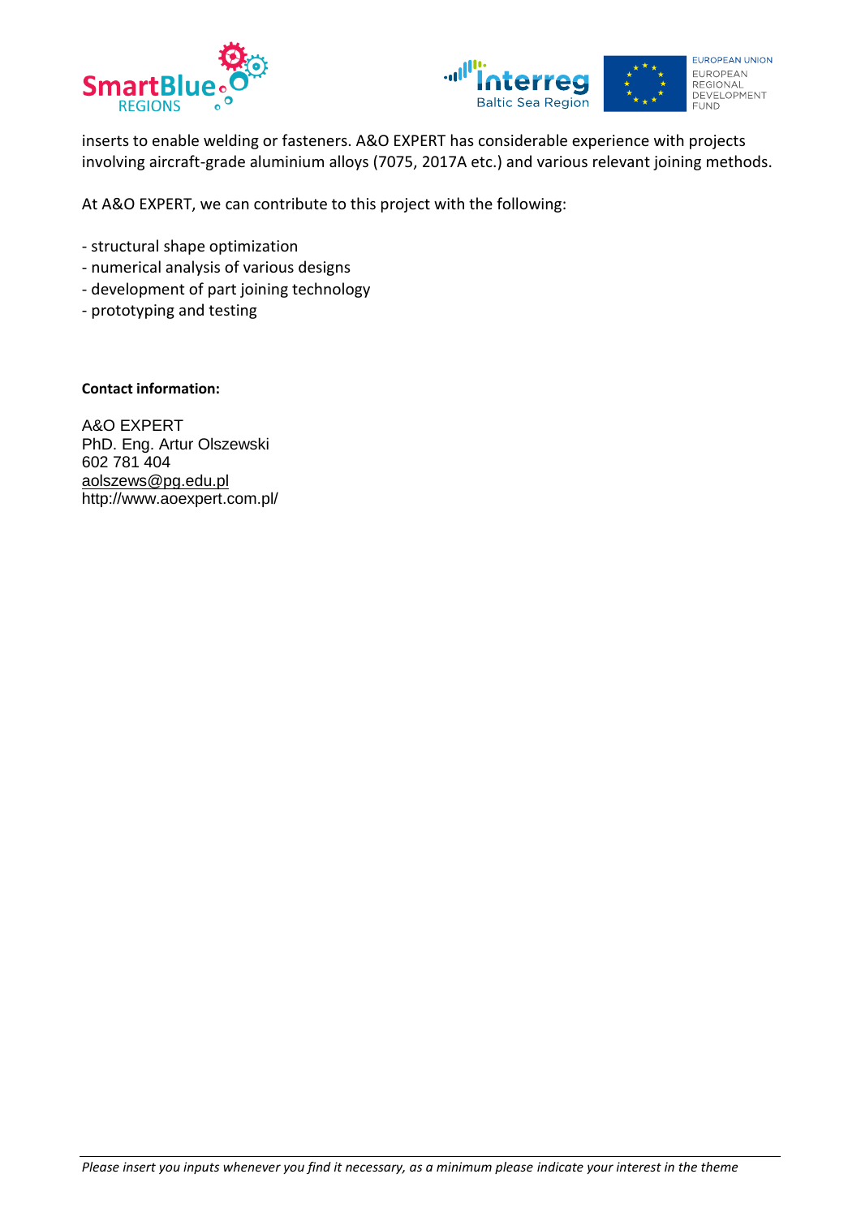inserts to enable welding or fasteners. A&O EXPERT has considerable experience with projects involving aircraft-grade aluminium alloys (7075, 2017A etc.) and various relevant joining methods.

At A&O EXPERT, we can contribute to this project with the following:

- structural shape optimization
- numerical analysis of various designs
- development of part joining technology
- prototyping and testing

**Contact information:**

A&O EXPERT
PhD. Eng. Artur Olszewski
602 781 404
aolszews@pg.edu.pl
http://www.aoexpert.com.pl/

*Please insert you inputs whenever you find it necessary, as a minimum please indicate your interest in the theme*